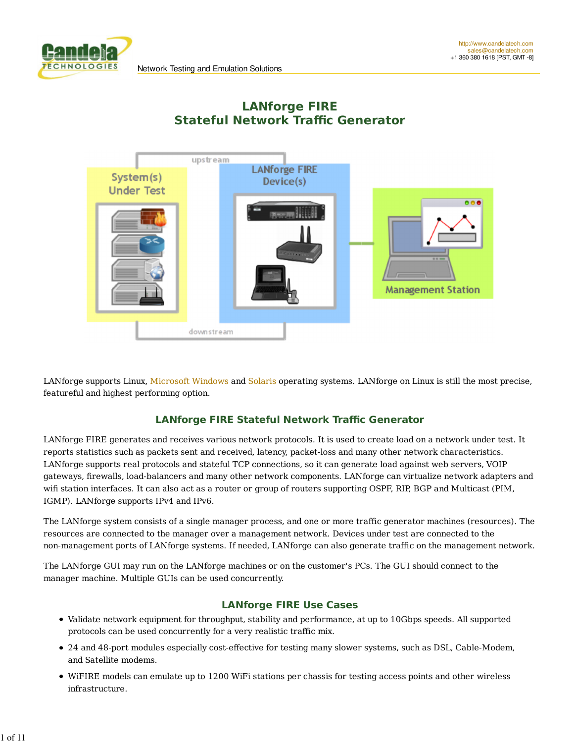http://www.candelatech.com
sales@candelatech.com
+1 360 380 1618 [PST, GMT -8]

Network Testing and Emulation Solutions

# LANforge FIRE
# Stateful Network Traffic Generator

LANforge supports Linux, Microsoft Windows and Solaris operating systems. LANforge on Linux is still the most precise, featureful and highest performing option.

## LANforge FIRE Stateful Network Traffic Generator

LANforge FIRE generates and receives various network protocols. It is used to create load on a network under test. It reports statistics such as packets sent and received, latency, packet-loss and many other network characteristics. LANforge supports real protocols and stateful TCP connections, so it can generate load against web servers, VOIP gateways, firewalls, load-balancers and many other network components. LANforge can virtualize network adapters and wifi station interfaces. It can also act as a router or group of routers supporting OSPF, RIP, BGP and Multicast (PIM, IGMP). LANforge supports IPv4 and IPv6.

The LANforge system consists of a single manager process, and one or more traffic generator machines (resources). The resources are connected to the manager over a management network. Devices under test are connected to the non-management ports of LANforge systems. If needed, LANforge can also generate traffic on the management network.

The LANforge GUI may run on the LANforge machines or on the customer's PCs. The GUI should connect to the manager machine. Multiple GUIs can be used concurrently.

## LANforge FIRE Use Cases

- Validate network equipment for throughput, stability and performance, at up to 10Gbps speeds. All supported protocols can be used concurrently for a very realistic traffic mix.
- 24 and 48-port modules especially cost-effective for testing many slower systems, such as DSL, Cable-Modem, and Satellite modems.
- WiFIRE models can emulate up to 1200 WiFi stations per chassis for testing access points and other wireless infrastructure.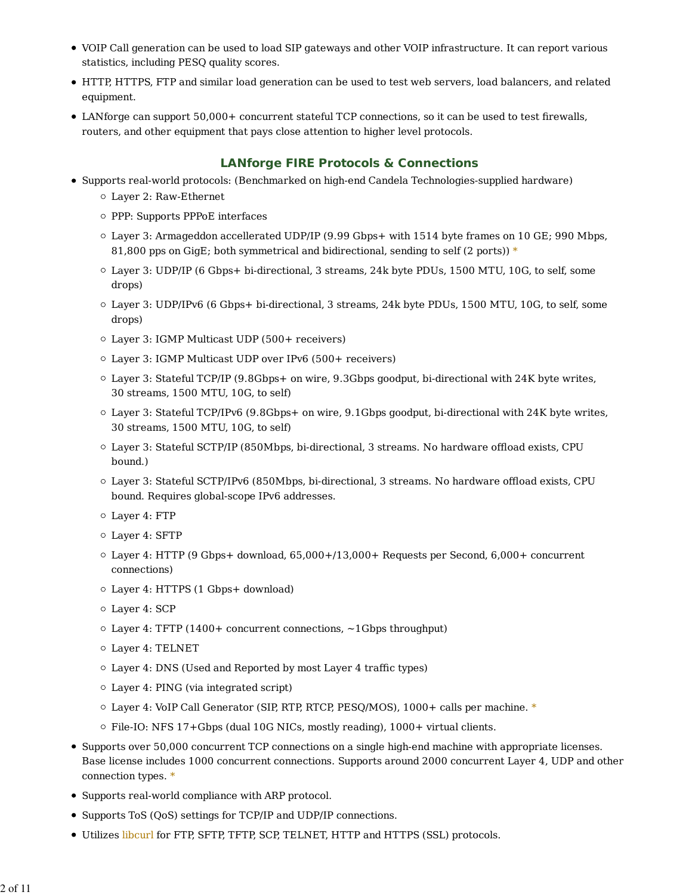- VOIP Call generation can be used to load SIP gateways and other VOIP infrastructure. It can report various statistics, including PESQ quality scores.
- HTTP, HTTPS, FTP and similar load generation can be used to test web servers, load balancers, and related equipment.
- LANforge can support 50,000+ concurrent stateful TCP connections, so it can be used to test firewalls, routers, and other equipment that pays close attention to higher level protocols.

## LANforge FIRE Protocols & Connections

- Supports real-world protocols: (Benchmarked on high-end Candela Technologies-supplied hardware)
  - Layer 2: Raw-Ethernet
  - PPP: Supports PPPoE interfaces
  - Layer 3: Armageddon accellerated UDP/IP (9.99 Gbps+ with 1514 byte frames on 10 GE; 990 Mbps, 81,800 pps on GigE; both symmetrical and bidirectional, sending to self (2 ports)) *
  - Layer 3: UDP/IP (6 Gbps+ bi-directional, 3 streams, 24k byte PDUs, 1500 MTU, 10G, to self, some drops)
  - Layer 3: UDP/IPv6 (6 Gbps+ bi-directional, 3 streams, 24k byte PDUs, 1500 MTU, 10G, to self, some drops)
  - Layer 3: IGMP Multicast UDP (500+ receivers)
  - Layer 3: IGMP Multicast UDP over IPv6 (500+ receivers)
  - Layer 3: Stateful TCP/IP (9.8Gbps+ on wire, 9.3Gbps goodput, bi-directional with 24K byte writes, 30 streams, 1500 MTU, 10G, to self)
  - Layer 3: Stateful TCP/IPv6 (9.8Gbps+ on wire, 9.1Gbps goodput, bi-directional with 24K byte writes, 30 streams, 1500 MTU, 10G, to self)
  - Layer 3: Stateful SCTP/IP (850Mbps, bi-directional, 3 streams. No hardware offload exists, CPU bound.)
  - Layer 3: Stateful SCTP/IPv6 (850Mbps, bi-directional, 3 streams. No hardware offload exists, CPU bound. Requires global-scope IPv6 addresses.
  - Layer 4: FTP
  - Layer 4: SFTP
  - Layer 4: HTTP (9 Gbps+ download, 65,000+/13,000+ Requests per Second, 6,000+ concurrent connections)
  - Layer 4: HTTPS (1 Gbps+ download)
  - Layer 4: SCP
  - Layer 4: TFTP (1400+ concurrent connections, ~1Gbps throughput)
  - Layer 4: TELNET
  - Layer 4: DNS (Used and Reported by most Layer 4 traffic types)
  - Layer 4: PING (via integrated script)
  - Layer 4: VoIP Call Generator (SIP, RTP, RTCP, PESQ/MOS), 1000+ calls per machine. *
  - File-IO: NFS 17+Gbps (dual 10G NICs, mostly reading), 1000+ virtual clients.
- Supports over 50,000 concurrent TCP connections on a single high-end machine with appropriate licenses. Base license includes 1000 concurrent connections. Supports around 2000 concurrent Layer 4, UDP and other connection types. *
- Supports real-world compliance with ARP protocol.
- Supports ToS (QoS) settings for TCP/IP and UDP/IP connections.
- Utilizes libcurl for FTP, SFTP, TFTP, SCP, TELNET, HTTP and HTTPS (SSL) protocols.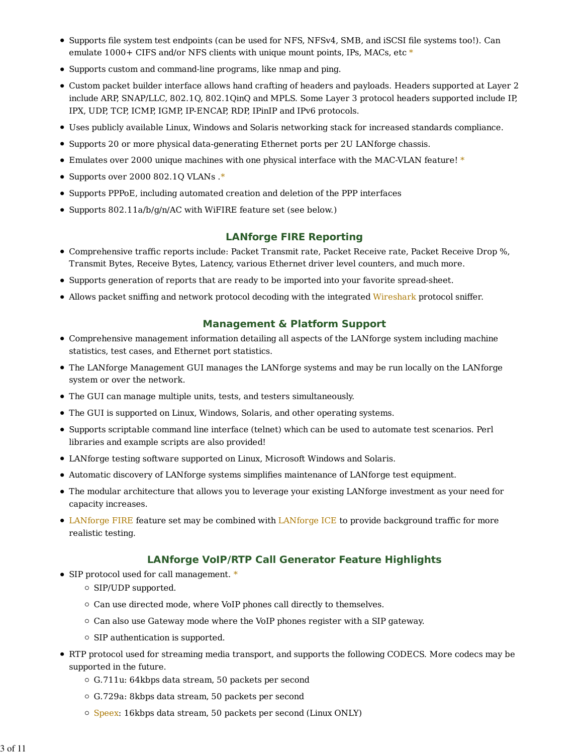- Supports file system test endpoints (can be used for NFS, NFSv4, SMB, and iSCSI file systems too!). Can emulate 1000+ CIFS and/or NFS clients with unique mount points, IPs, MACs, etc *
- Supports custom and command-line programs, like nmap and ping.
- Custom packet builder interface allows hand crafting of headers and payloads. Headers supported at Layer 2 include ARP, SNAP/LLC, 802.1Q, 802.1QinQ and MPLS. Some Layer 3 protocol headers supported include IP, IPX, UDP, TCP, ICMP, IGMP, IP-ENCAP, RDP, IPinIP and IPv6 protocols.
- Uses publicly available Linux, Windows and Solaris networking stack for increased standards compliance.
- Supports 20 or more physical data-generating Ethernet ports per 2U LANforge chassis.
- Emulates over 2000 unique machines with one physical interface with the MAC-VLAN feature! *
- Supports over 2000 802.1Q VLANs .*
- Supports PPPoE, including automated creation and deletion of the PPP interfaces
- Supports 802.11a/b/g/n/AC with WiFIRE feature set (see below.)

## LANforge FIRE Reporting

- Comprehensive traffic reports include: Packet Transmit rate, Packet Receive rate, Packet Receive Drop %, Transmit Bytes, Receive Bytes, Latency, various Ethernet driver level counters, and much more.
- Supports generation of reports that are ready to be imported into your favorite spread-sheet.
- Allows packet sniffing and network protocol decoding with the integrated Wireshark protocol sniffer.

## Management & Platform Support

- Comprehensive management information detailing all aspects of the LANforge system including machine statistics, test cases, and Ethernet port statistics.
- The LANforge Management GUI manages the LANforge systems and may be run locally on the LANforge system or over the network.
- The GUI can manage multiple units, tests, and testers simultaneously.
- The GUI is supported on Linux, Windows, Solaris, and other operating systems.
- Supports scriptable command line interface (telnet) which can be used to automate test scenarios. Perl libraries and example scripts are also provided!
- LANforge testing software supported on Linux, Microsoft Windows and Solaris.
- Automatic discovery of LANforge systems simplifies maintenance of LANforge test equipment.
- The modular architecture that allows you to leverage your existing LANforge investment as your need for capacity increases.
- LANforge FIRE feature set may be combined with LANforge ICE to provide background traffic for more realistic testing.

## LANforge VoIP/RTP Call Generator Feature Highlights

- SIP protocol used for call management. *
  - SIP/UDP supported.
  - Can use directed mode, where VoIP phones call directly to themselves.
  - Can also use Gateway mode where the VoIP phones register with a SIP gateway.
  - SIP authentication is supported.
- RTP protocol used for streaming media transport, and supports the following CODECS. More codecs may be supported in the future.
  - G.711u: 64kbps data stream, 50 packets per second
  - G.729a: 8kbps data stream, 50 packets per second
  - Speex: 16kbps data stream, 50 packets per second (Linux ONLY)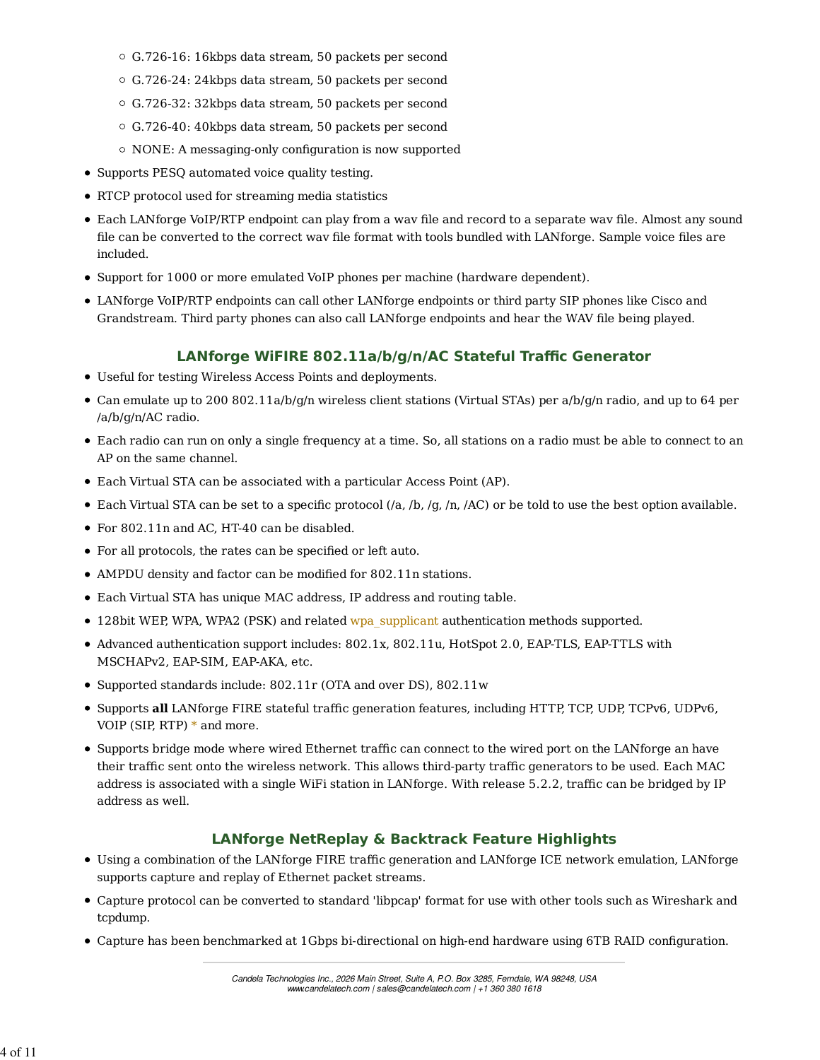- G.726-16: 16kbps data stream, 50 packets per second
    - G.726-24: 24kbps data stream, 50 packets per second
    - G.726-32: 32kbps data stream, 50 packets per second
    - G.726-40: 40kbps data stream, 50 packets per second
    - NONE: A messaging-only configuration is now supported
- Supports PESQ automated voice quality testing.
- RTCP protocol used for streaming media statistics
- Each LANforge VoIP/RTP endpoint can play from a wav file and record to a separate wav file. Almost any sound file can be converted to the correct wav file format with tools bundled with LANforge. Sample voice files are included.
- Support for 1000 or more emulated VoIP phones per machine (hardware dependent).
- LANforge VoIP/RTP endpoints can call other LANforge endpoints or third party SIP phones like Cisco and Grandstream. Third party phones can also call LANforge endpoints and hear the WAV file being played.

## LANforge WiFIRE 802.11a/b/g/n/AC Stateful Traffic Generator

- Useful for testing Wireless Access Points and deployments.
- Can emulate up to 200 802.11a/b/g/n wireless client stations (Virtual STAs) per a/b/g/n radio, and up to 64 per /a/b/g/n/AC radio.
- Each radio can run on only a single frequency at a time. So, all stations on a radio must be able to connect to an AP on the same channel.
- Each Virtual STA can be associated with a particular Access Point (AP).
- Each Virtual STA can be set to a specific protocol (/a, /b, /g, /n, /AC) or be told to use the best option available.
- For 802.11n and AC, HT-40 can be disabled.
- For all protocols, the rates can be specified or left auto.
- AMPDU density and factor can be modified for 802.11n stations.
- Each Virtual STA has unique MAC address, IP address and routing table.
- 128bit WEP, WPA, WPA2 (PSK) and related wpa_supplicant authentication methods supported.
- Advanced authentication support includes: 802.1x, 802.11u, HotSpot 2.0, EAP-TLS, EAP-TTLS with MSCHAPv2, EAP-SIM, EAP-AKA, etc.
- Supported standards include: 802.11r (OTA and over DS), 802.11w
- Supports **all** LANforge FIRE stateful traffic generation features, including HTTP, TCP, UDP, TCPv6, UDPv6, VOIP (SIP, RTP) * and more.
- Supports bridge mode where wired Ethernet traffic can connect to the wired port on the LANforge an have their traffic sent onto the wireless network. This allows third-party traffic generators to be used. Each MAC address is associated with a single WiFi station in LANforge. With release 5.2.2, traffic can be bridged by IP address as well.

## LANforge NetReplay & Backtrack Feature Highlights

- Using a combination of the LANforge FIRE traffic generation and LANforge ICE network emulation, LANforge supports capture and replay of Ethernet packet streams.
- Capture protocol can be converted to standard 'libpcap' format for use with other tools such as Wireshark and tcpdump.
- Capture has been benchmarked at 1Gbps bi-directional on high-end hardware using 6TB RAID configuration.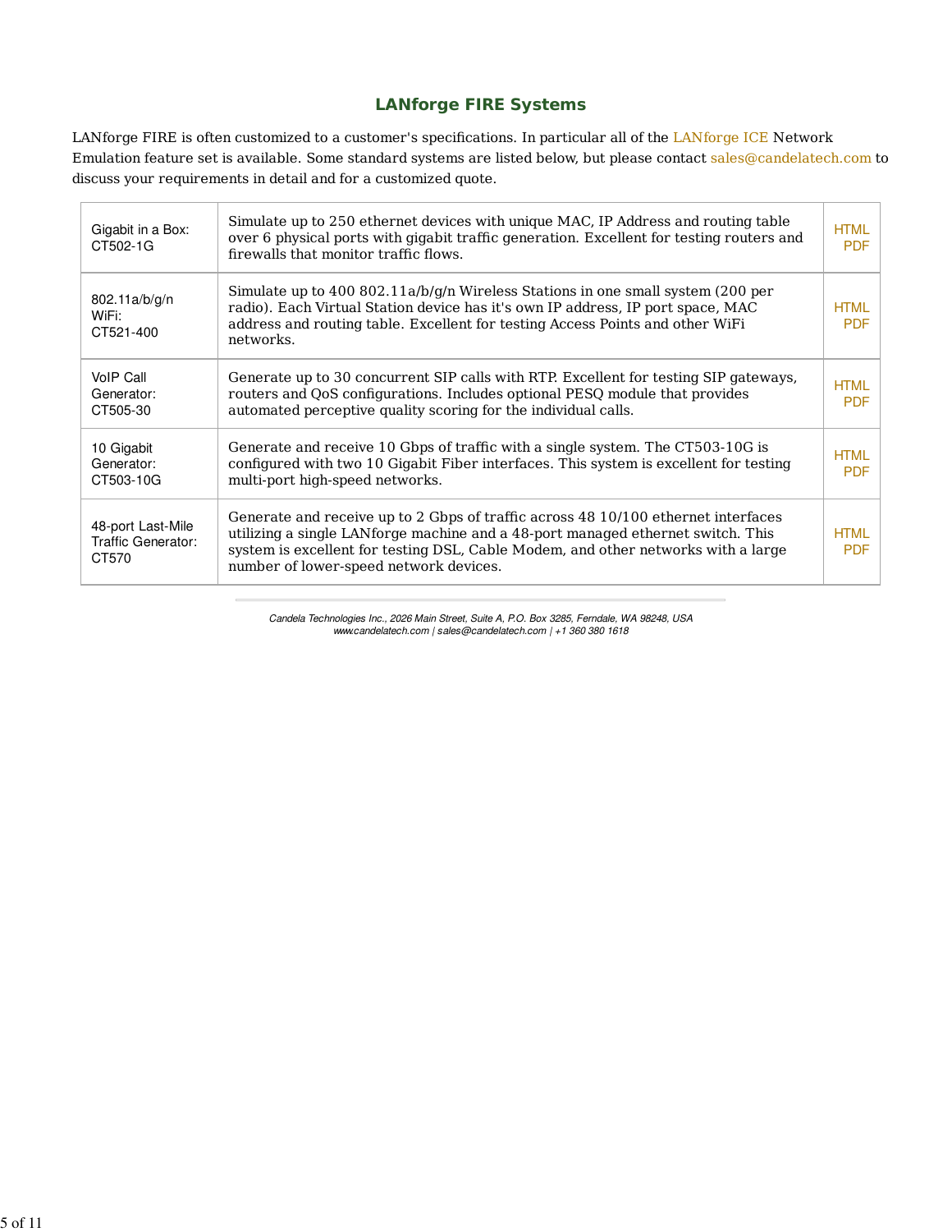## LANforge FIRE Systems

LANforge FIRE is often customized to a customer's specifications. In particular all of the LANforge ICE Network Emulation feature set is available. Some standard systems are listed below, but please contact sales@candelatech.com to discuss your requirements in detail and for a customized quote.

| | | |
|---|---|---|
| Gigabit in a Box: CT502-1G | Simulate up to 250 ethernet devices with unique MAC, IP Address and routing table over 6 physical ports with gigabit traffic generation. Excellent for testing routers and firewalls that monitor traffic flows. | HTML PDF |
| 802.11a/b/g/n WiFi: CT521-400 | Simulate up to 400 802.11a/b/g/n Wireless Stations in one small system (200 per radio). Each Virtual Station device has it's own IP address, IP port space, MAC address and routing table. Excellent for testing Access Points and other WiFi networks. | HTML PDF |
| VoIP Call Generator: CT505-30 | Generate up to 30 concurrent SIP calls with RTP. Excellent for testing SIP gateways, routers and QoS configurations. Includes optional PESQ module that provides automated perceptive quality scoring for the individual calls. | HTML PDF |
| 10 Gigabit Generator: CT503-10G | Generate and receive 10 Gbps of traffic with a single system. The CT503-10G is configured with two 10 Gigabit Fiber interfaces. This system is excellent for testing multi-port high-speed networks. | HTML PDF |
| 48-port Last-Mile Traffic Generator: CT570 | Generate and receive up to 2 Gbps of traffic across 48 10/100 ethernet interfaces utilizing a single LANforge machine and a 48-port managed ethernet switch. This system is excellent for testing DSL, Cable Modem, and other networks with a large number of lower-speed network devices. | HTML PDF |

*Candela Technologies Inc., 2026 Main Street, Suite A, P.O. Box 3285, Ferndale, WA 98248, USA*
*www.candelatech.com | sales@candelatech.com | +1 360 380 1618*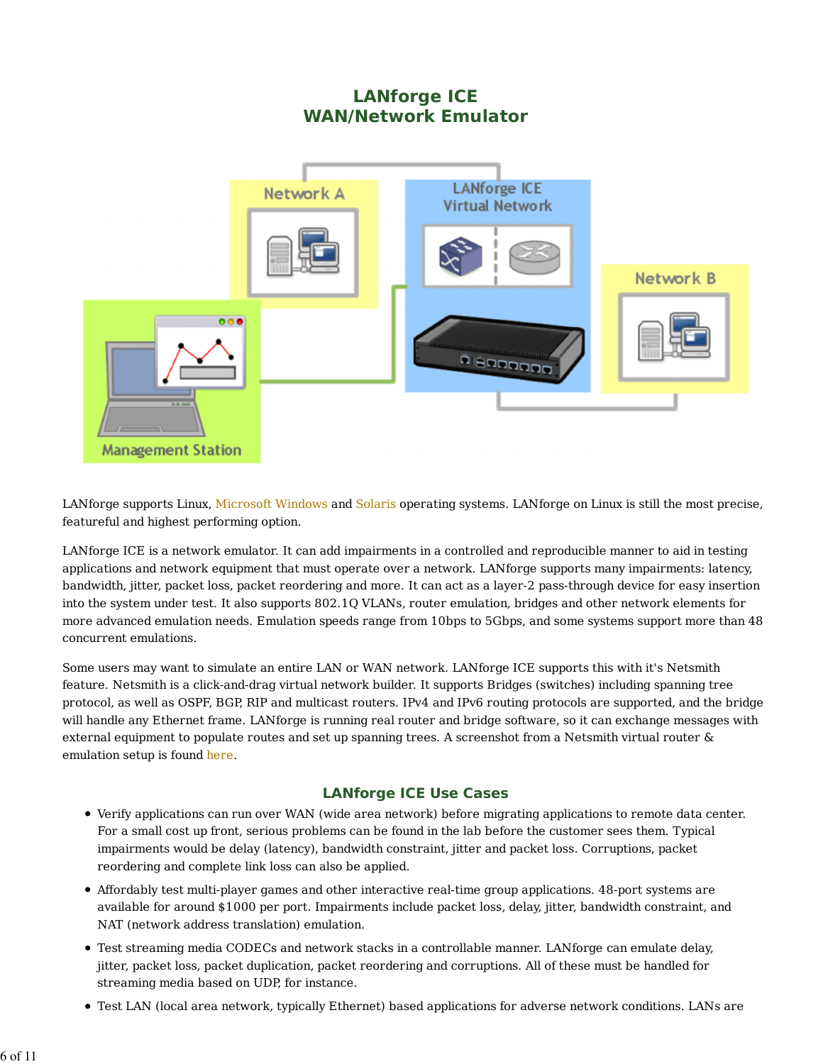## LANforge ICE
## WAN/Network Emulator

LANforge supports Linux, Microsoft Windows and Solaris operating systems. LANforge on Linux is still the most precise, featureful and highest performing option.

LANforge ICE is a network emulator. It can add impairments in a controlled and reproducible manner to aid in testing applications and network equipment that must operate over a network. LANforge supports many impairments: latency, bandwidth, jitter, packet loss, packet reordering and more. It can act as a layer-2 pass-through device for easy insertion into the system under test. It also supports 802.1Q VLANs, router emulation, bridges and other network elements for more advanced emulation needs. Emulation speeds range from 10bps to 5Gbps, and some systems support more than 48 concurrent emulations.

Some users may want to simulate an entire LAN or WAN network. LANforge ICE supports this with it's Netsmith feature. Netsmith is a click-and-drag virtual network builder. It supports Bridges (switches) including spanning tree protocol, as well as OSPF, BGP, RIP and multicast routers. IPv4 and IPv6 routing protocols are supported, and the bridge will handle any Ethernet frame. LANforge is running real router and bridge software, so it can exchange messages with external equipment to populate routes and set up spanning trees. A screenshot from a Netsmith virtual router & emulation setup is found here.

### LANforge ICE Use Cases

- Verify applications can run over WAN (wide area network) before migrating applications to remote data center. For a small cost up front, serious problems can be found in the lab before the customer sees them. Typical impairments would be delay (latency), bandwidth constraint, jitter and packet loss. Corruptions, packet reordering and complete link loss can also be applied.
- Affordably test multi-player games and other interactive real-time group applications. 48-port systems are available for around $1000 per port. Impairments include packet loss, delay, jitter, bandwidth constraint, and NAT (network address translation) emulation.
- Test streaming media CODECs and network stacks in a controllable manner. LANforge can emulate delay, jitter, packet loss, packet duplication, packet reordering and corruptions. All of these must be handled for streaming media based on UDP, for instance.
- Test LAN (local area network, typically Ethernet) based applications for adverse network conditions. LANs are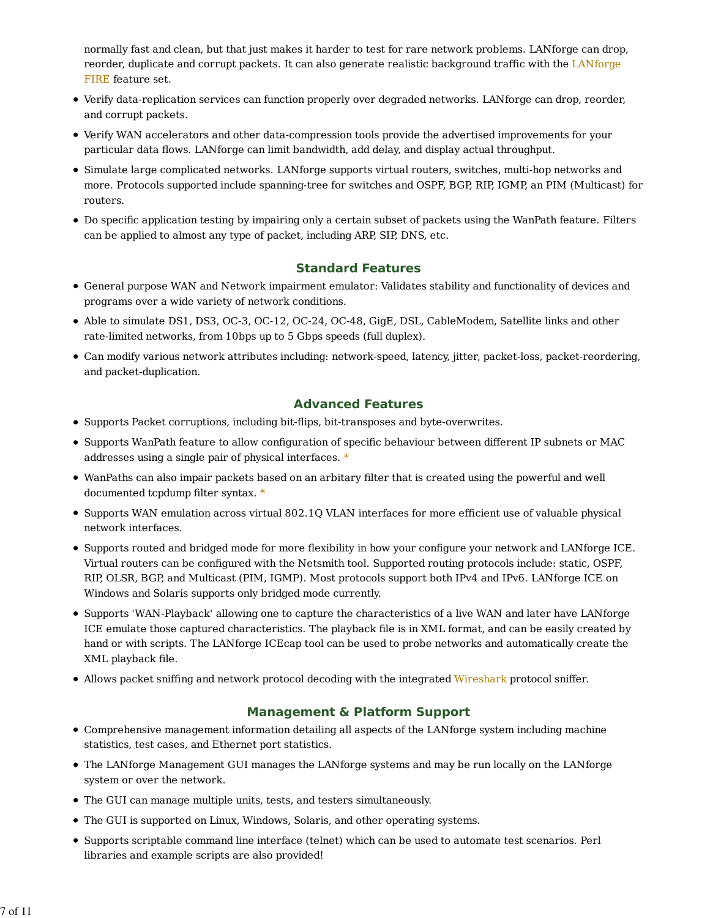normally fast and clean, but that just makes it harder to test for rare network problems. LANforge can drop, reorder, duplicate and corrupt packets. It can also generate realistic background traffic with the LANforge FIRE feature set.

- Verify data-replication services can function properly over degraded networks. LANforge can drop, reorder, and corrupt packets.
- Verify WAN accelerators and other data-compression tools provide the advertised improvements for your particular data flows. LANforge can limit bandwidth, add delay, and display actual throughput.
- Simulate large complicated networks. LANforge supports virtual routers, switches, multi-hop networks and more. Protocols supported include spanning-tree for switches and OSPF, BGP, RIP, IGMP, an PIM (Multicast) for routers.
- Do specific application testing by impairing only a certain subset of packets using the WanPath feature. Filters can be applied to almost any type of packet, including ARP, SIP, DNS, etc.

## Standard Features

- General purpose WAN and Network impairment emulator: Validates stability and functionality of devices and programs over a wide variety of network conditions.
- Able to simulate DS1, DS3, OC-3, OC-12, OC-24, OC-48, GigE, DSL, CableModem, Satellite links and other rate-limited networks, from 10bps up to 5 Gbps speeds (full duplex).
- Can modify various network attributes including: network-speed, latency, jitter, packet-loss, packet-reordering, and packet-duplication.

## Advanced Features

- Supports Packet corruptions, including bit-flips, bit-transposes and byte-overwrites.
- Supports WanPath feature to allow configuration of specific behaviour between different IP subnets or MAC addresses using a single pair of physical interfaces. *
- WanPaths can also impair packets based on an arbitary filter that is created using the powerful and well documented tcpdump filter syntax. *
- Supports WAN emulation across virtual 802.1Q VLAN interfaces for more efficient use of valuable physical network interfaces.
- Supports routed and bridged mode for more flexibility in how your configure your network and LANforge ICE. Virtual routers can be configured with the Netsmith tool. Supported routing protocols include: static, OSPF, RIP, OLSR, BGP, and Multicast (PIM, IGMP). Most protocols support both IPv4 and IPv6. LANforge ICE on Windows and Solaris supports only bridged mode currently.
- Supports 'WAN-Playback' allowing one to capture the characteristics of a live WAN and later have LANforge ICE emulate those captured characteristics. The playback file is in XML format, and can be easily created by hand or with scripts. The LANforge ICEcap tool can be used to probe networks and automatically create the XML playback file.
- Allows packet sniffing and network protocol decoding with the integrated Wireshark protocol sniffer.

## Management & Platform Support

- Comprehensive management information detailing all aspects of the LANforge system including machine statistics, test cases, and Ethernet port statistics.
- The LANforge Management GUI manages the LANforge systems and may be run locally on the LANforge system or over the network.
- The GUI can manage multiple units, tests, and testers simultaneously.
- The GUI is supported on Linux, Windows, Solaris, and other operating systems.
- Supports scriptable command line interface (telnet) which can be used to automate test scenarios. Perl libraries and example scripts are also provided!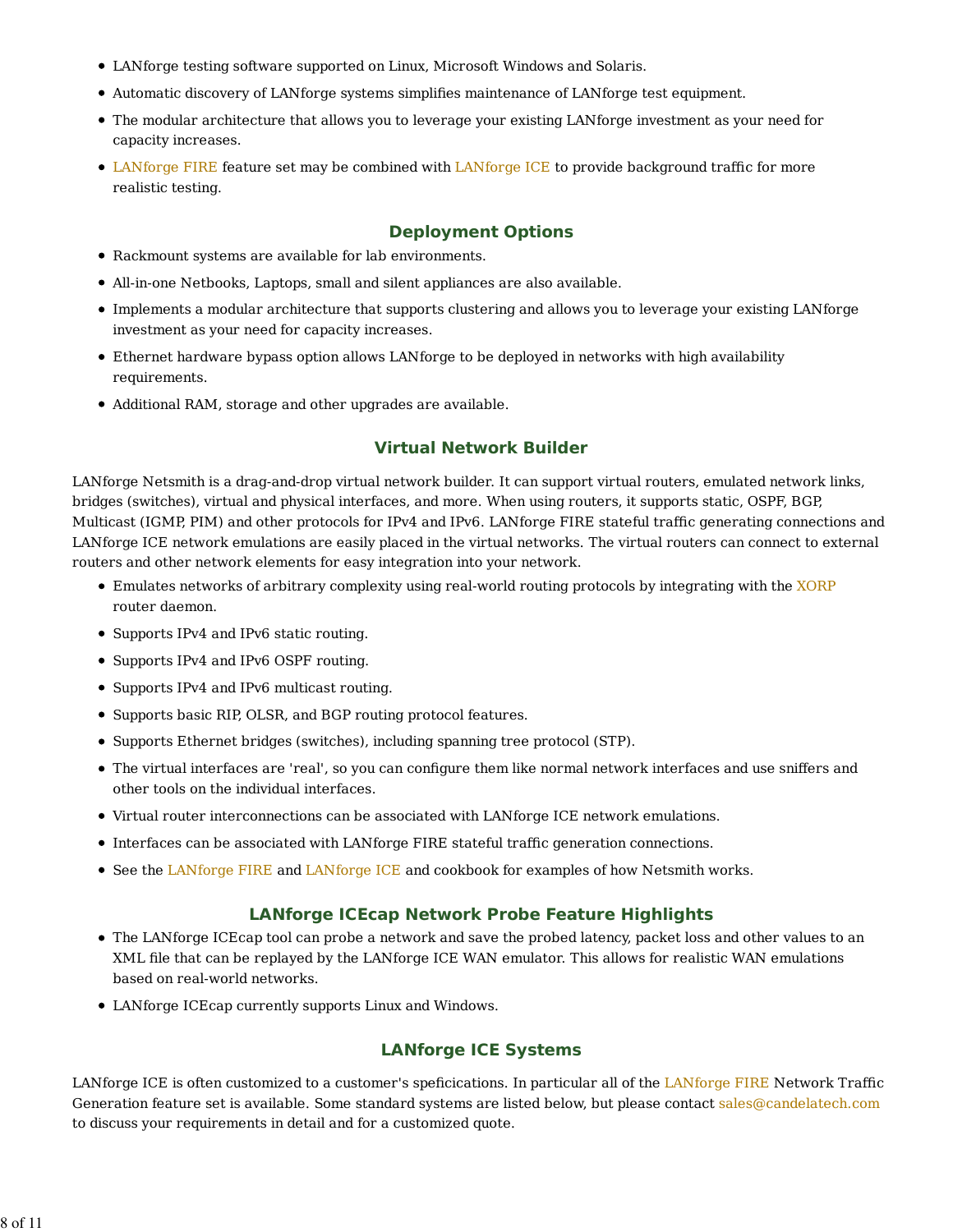- LANforge testing software supported on Linux, Microsoft Windows and Solaris.
- Automatic discovery of LANforge systems simplifies maintenance of LANforge test equipment.
- The modular architecture that allows you to leverage your existing LANforge investment as your need for capacity increases.
- LANforge FIRE feature set may be combined with LANforge ICE to provide background traffic for more realistic testing.

## Deployment Options

- Rackmount systems are available for lab environments.
- All-in-one Netbooks, Laptops, small and silent appliances are also available.
- Implements a modular architecture that supports clustering and allows you to leverage your existing LANforge investment as your need for capacity increases.
- Ethernet hardware bypass option allows LANforge to be deployed in networks with high availability requirements.
- Additional RAM, storage and other upgrades are available.

## Virtual Network Builder

LANforge Netsmith is a drag-and-drop virtual network builder. It can support virtual routers, emulated network links, bridges (switches), virtual and physical interfaces, and more. When using routers, it supports static, OSPF, BGP, Multicast (IGMP, PIM) and other protocols for IPv4 and IPv6. LANforge FIRE stateful traffic generating connections and LANforge ICE network emulations are easily placed in the virtual networks. The virtual routers can connect to external routers and other network elements for easy integration into your network.

- Emulates networks of arbitrary complexity using real-world routing protocols by integrating with the XORP router daemon.
- Supports IPv4 and IPv6 static routing.
- Supports IPv4 and IPv6 OSPF routing.
- Supports IPv4 and IPv6 multicast routing.
- Supports basic RIP, OLSR, and BGP routing protocol features.
- Supports Ethernet bridges (switches), including spanning tree protocol (STP).
- The virtual interfaces are 'real', so you can configure them like normal network interfaces and use sniffers and other tools on the individual interfaces.
- Virtual router interconnections can be associated with LANforge ICE network emulations.
- Interfaces can be associated with LANforge FIRE stateful traffic generation connections.
- See the LANforge FIRE and LANforge ICE and cookbook for examples of how Netsmith works.

## LANforge ICEcap Network Probe Feature Highlights

- The LANforge ICEcap tool can probe a network and save the probed latency, packet loss and other values to an XML file that can be replayed by the LANforge ICE WAN emulator. This allows for realistic WAN emulations based on real-world networks.
- LANforge ICEcap currently supports Linux and Windows.

## LANforge ICE Systems

LANforge ICE is often customized to a customer's speficications. In particular all of the LANforge FIRE Network Traffic Generation feature set is available. Some standard systems are listed below, but please contact sales@candelatech.com to discuss your requirements in detail and for a customized quote.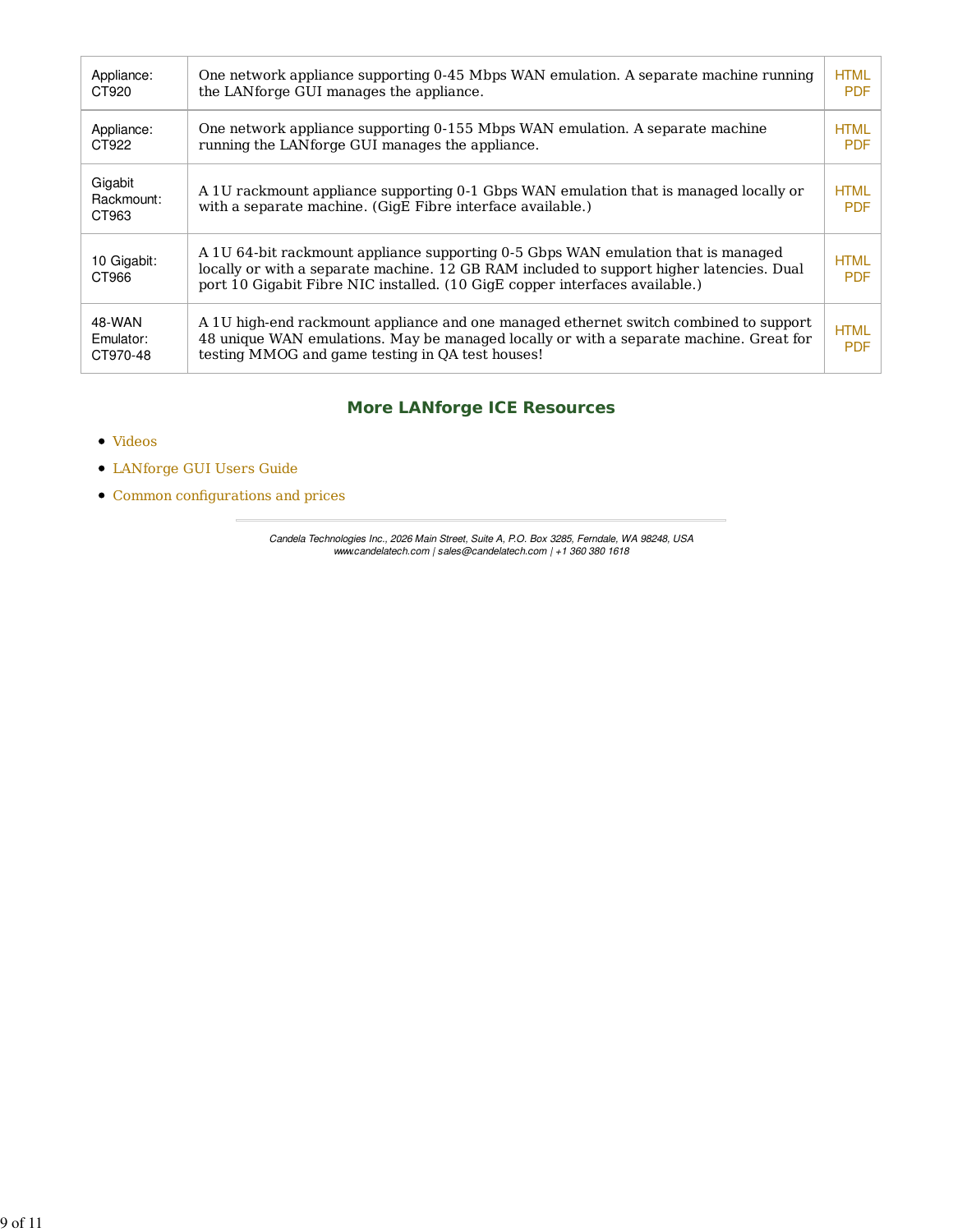| | | |
|---|---|---|
| Appliance: CT920 | One network appliance supporting 0-45 Mbps WAN emulation. A separate machine running the LANforge GUI manages the appliance. | HTML PDF |
| Appliance: CT922 | One network appliance supporting 0-155 Mbps WAN emulation. A separate machine running the LANforge GUI manages the appliance. | HTML PDF |
| Gigabit Rackmount: CT963 | A 1U rackmount appliance supporting 0-1 Gbps WAN emulation that is managed locally or with a separate machine. (GigE Fibre interface available.) | HTML PDF |
| 10 Gigabit: CT966 | A 1U 64-bit rackmount appliance supporting 0-5 Gbps WAN emulation that is managed locally or with a separate machine. 12 GB RAM included to support higher latencies. Dual port 10 Gigabit Fibre NIC installed. (10 GigE copper interfaces available.) | HTML PDF |
| 48-WAN Emulator: CT970-48 | A 1U high-end rackmount appliance and one managed ethernet switch combined to support 48 unique WAN emulations. May be managed locally or with a separate machine. Great for testing MMOG and game testing in QA test houses! | HTML PDF |

## More LANforge ICE Resources

- Videos
- LANforge GUI Users Guide
- Common configurations and prices

---

*Candela Technologies Inc., 2026 Main Street, Suite A, P.O. Box 3285, Ferndale, WA 98248, USA*
*www.candelatech.com | sales@candelatech.com | +1 360 380 1618*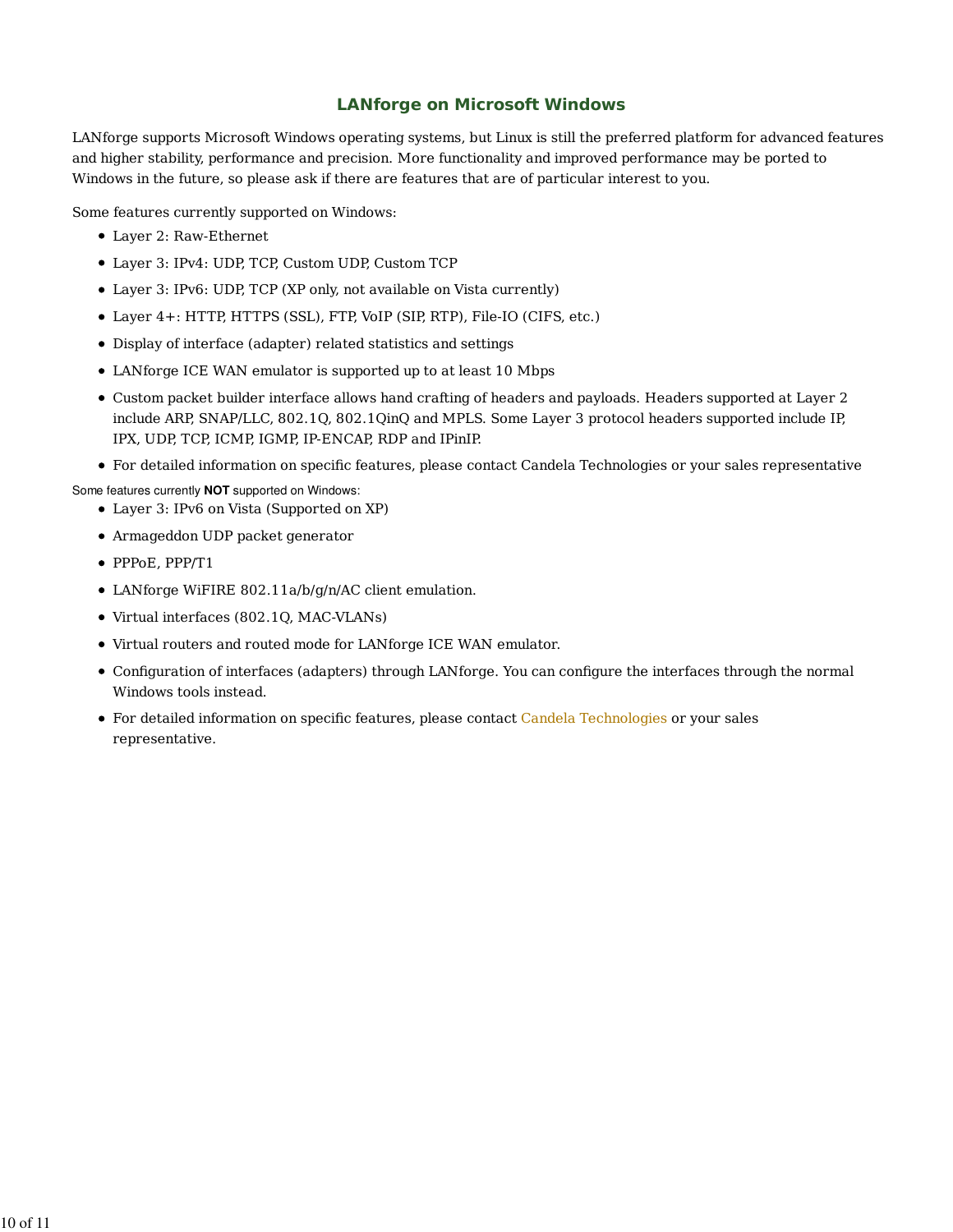## LANforge on Microsoft Windows

LANforge supports Microsoft Windows operating systems, but Linux is still the preferred platform for advanced features and higher stability, performance and precision. More functionality and improved performance may be ported to Windows in the future, so please ask if there are features that are of particular interest to you.

Some features currently supported on Windows:

- Layer 2: Raw-Ethernet
- Layer 3: IPv4: UDP, TCP, Custom UDP, Custom TCP
- Layer 3: IPv6: UDP, TCP (XP only, not available on Vista currently)
- Layer 4+: HTTP, HTTPS (SSL), FTP, VoIP (SIP, RTP), File-IO (CIFS, etc.)
- Display of interface (adapter) related statistics and settings
- LANforge ICE WAN emulator is supported up to at least 10 Mbps
- Custom packet builder interface allows hand crafting of headers and payloads. Headers supported at Layer 2 include ARP, SNAP/LLC, 802.1Q, 802.1QinQ and MPLS. Some Layer 3 protocol headers supported include IP, IPX, UDP, TCP, ICMP, IGMP, IP-ENCAP, RDP and IPinIP.
- For detailed information on specific features, please contact Candela Technologies or your sales representative

Some features currently **NOT** supported on Windows:

- Layer 3: IPv6 on Vista (Supported on XP)
- Armageddon UDP packet generator
- PPPoE, PPP/T1
- LANforge WiFIRE 802.11a/b/g/n/AC client emulation.
- Virtual interfaces (802.1Q, MAC-VLANs)
- Virtual routers and routed mode for LANforge ICE WAN emulator.
- Configuration of interfaces (adapters) through LANforge. You can configure the interfaces through the normal Windows tools instead.
- For detailed information on specific features, please contact Candela Technologies or your sales representative.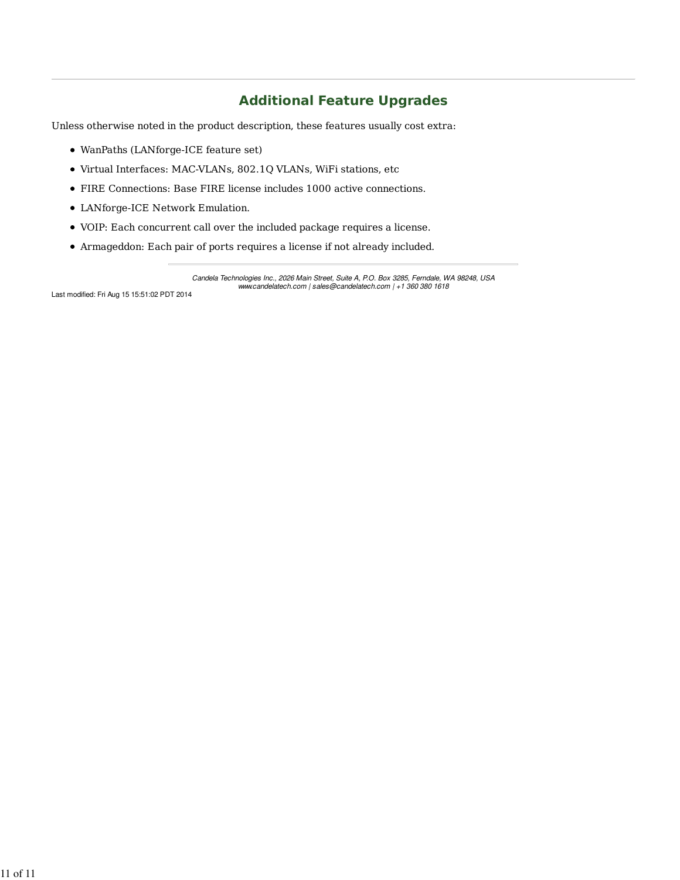## Additional Feature Upgrades

Unless otherwise noted in the product description, these features usually cost extra:

- WanPaths (LANforge-ICE feature set)
- Virtual Interfaces: MAC-VLANs, 802.1Q VLANs, WiFi stations, etc
- FIRE Connections: Base FIRE license includes 1000 active connections.
- LANforge-ICE Network Emulation.
- VOIP: Each concurrent call over the included package requires a license.
- Armageddon: Each pair of ports requires a license if not already included.

---

*Candela Technologies Inc., 2026 Main Street, Suite A, P.O. Box 3285, Ferndale, WA 98248, USA*
*www.candelatech.com | sales@candelatech.com | +1 360 380 1618*

Last modified: Fri Aug 15 15:51:02 PDT 2014